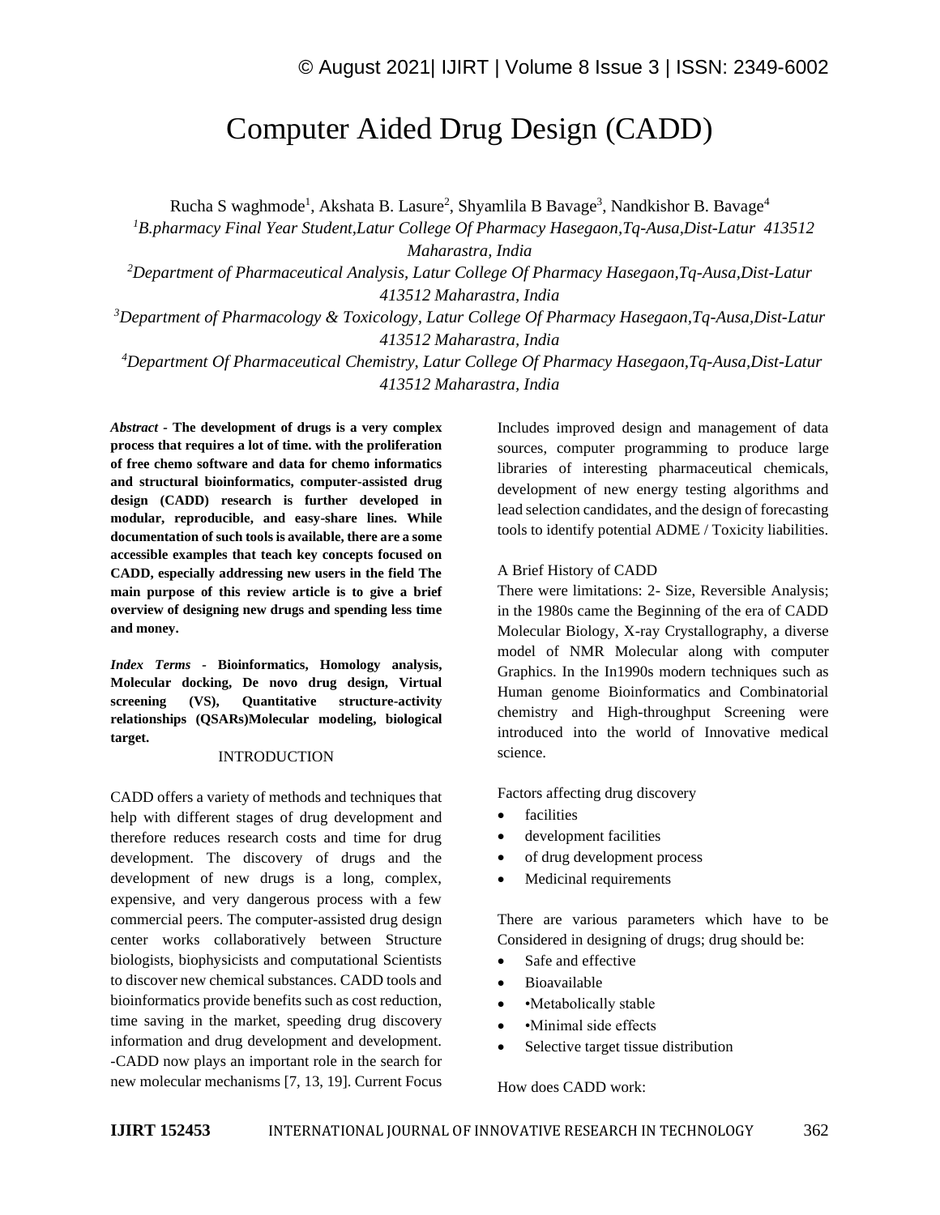# Computer Aided Drug Design (CADD)

Rucha S waghmode[1], Akshata B. Lasure[2], Shyamlila B Bavage[3], Nandkishor B. Bavage[4]

[1]*B.pharmacy Final Year Student,Latur College Of Pharmacy Hasegaon,Tq-Ausa,Dist-Latur 413512 Maharastra, India*

[2]*Department of Pharmaceutical Analysis, Latur College Of Pharmacy Hasegaon,Tq-Ausa,Dist-Latur 413512 Maharastra, India*

[3]*Department of Pharmacology & Toxicology, Latur College Of Pharmacy Hasegaon,Tq-Ausa,Dist-Latur 413512 Maharastra, India*

[4]*Department Of Pharmaceutical Chemistry, Latur College Of Pharmacy Hasegaon,Tq-Ausa,Dist-Latur 413512 Maharastra, India*

***Abstract* - The development of drugs is a very complex process that requires a lot of time. with the proliferation of free chemo software and data for chemo informatics and structural bioinformatics, computer-assisted drug design (CADD) research is further developed in modular, reproducible, and easy-share lines. While documentation of such tools is available, there are a some accessible examples that teach key concepts focused on CADD, especially addressing new users in the field The main purpose of this review article is to give a brief overview of designing new drugs and spending less time and money.**

***Index Terms* - Bioinformatics, Homology analysis, Molecular docking, De novo drug design, Virtual screening (VS), Quantitative structure-activity relationships (QSARs)Molecular modeling, biological target.**

## INTRODUCTION

CADD offers a variety of methods and techniques that help with different stages of drug development and therefore reduces research costs and time for drug development. The discovery of drugs and the development of new drugs is a long, complex, expensive, and very dangerous process with a few commercial peers. The computer-assisted drug design center works collaboratively between Structure biologists, biophysicists and computational Scientists to discover new chemical substances. CADD tools and bioinformatics provide benefits such as cost reduction, time saving in the market, speeding drug discovery information and drug development and development. -CADD now plays an important role in the search for new molecular mechanisms [7, 13, 19]. Current Focus Includes improved design and management of data sources, computer programming to produce large libraries of interesting pharmaceutical chemicals, development of new energy testing algorithms and lead selection candidates, and the design of forecasting tools to identify potential ADME / Toxicity liabilities.

A Brief History of CADD

There were limitations: 2- Size, Reversible Analysis; in the 1980s came the Beginning of the era of CADD Molecular Biology, X-ray Crystallogrophy, a diverse model of NMR Molecular along with computer Graphics. In the In1990s modern techniques such as Human genome Bioinformatics and Combinatorial chemistry and High-throughput Screening were introduced into the world of Innovative medical science.

Factors affecting drug discovery

- facilities
- development facilities
- of drug development process
- Medicinal requirements

There are various parameters which have to be Considered in designing of drugs; drug should be:

- Safe and effective
- Bioavailable
- •Metabolically stable
- •Minimal side effects
- Selective target tissue distribution

How does CADD work: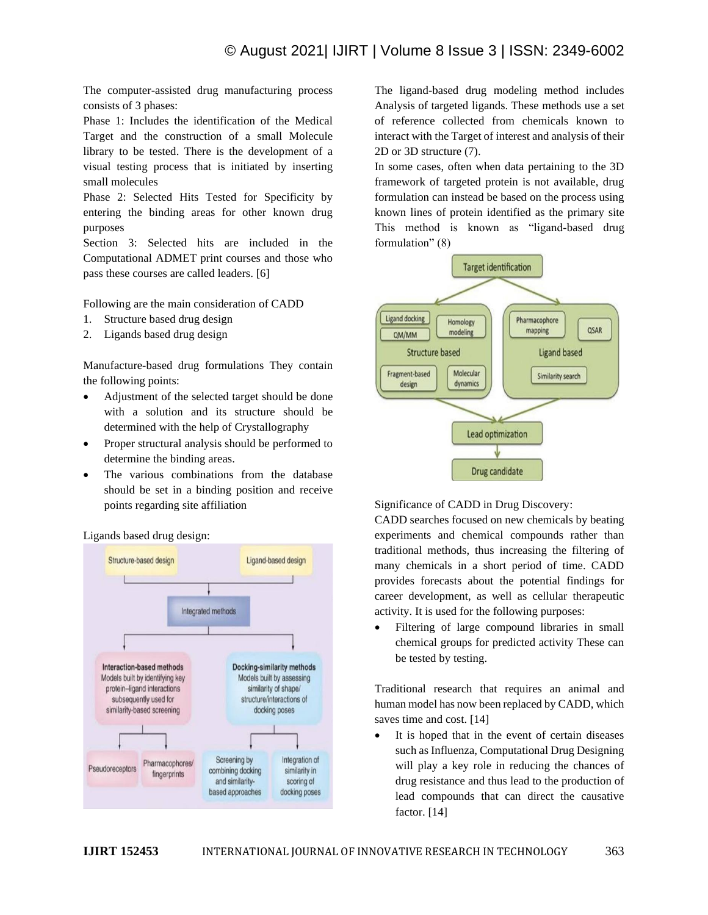The computer-assisted drug manufacturing process consists of 3 phases:

Phase 1: Includes the identification of the Medical Target and the construction of a small Molecule library to be tested. There is the development of a visual testing process that is initiated by inserting small molecules

Phase 2: Selected Hits Tested for Specificity by entering the binding areas for other known drug purposes

Section 3: Selected hits are included in the Computational ADMET print courses and those who pass these courses are called leaders. [6]

Following are the main consideration of CADD

1. Structure based drug design
2. Ligands based drug design

Manufacture-based drug formulations They contain the following points:

- Adjustment of the selected target should be done with a solution and its structure should be determined with the help of Crystallography
- Proper structural analysis should be performed to determine the binding areas.
- The various combinations from the database should be set in a binding position and receive points regarding site affiliation

Ligands based drug design:

The ligand-based drug modeling method includes Analysis of targeted ligands. These methods use a set of reference collected from chemicals known to interact with the Target of interest and analysis of their 2D or 3D structure (7).

In some cases, often when data pertaining to the 3D framework of targeted protein is not available, drug formulation can instead be based on the process using known lines of protein identified as the primary site This method is known as "ligand-based drug formulation" (8)

Significance of CADD in Drug Discovery:

CADD searches focused on new chemicals by beating experiments and chemical compounds rather than traditional methods, thus increasing the filtering of many chemicals in a short period of time. CADD provides forecasts about the potential findings for career development, as well as cellular therapeutic activity. It is used for the following purposes:

- Filtering of large compound libraries in small chemical groups for predicted activity These can be tested by testing.

Traditional research that requires an animal and human model has now been replaced by CADD, which saves time and cost. [14]

- It is hoped that in the event of certain diseases such as Influenza, Computational Drug Designing will play a key role in reducing the chances of drug resistance and thus lead to the production of lead compounds that can direct the causative factor. [14]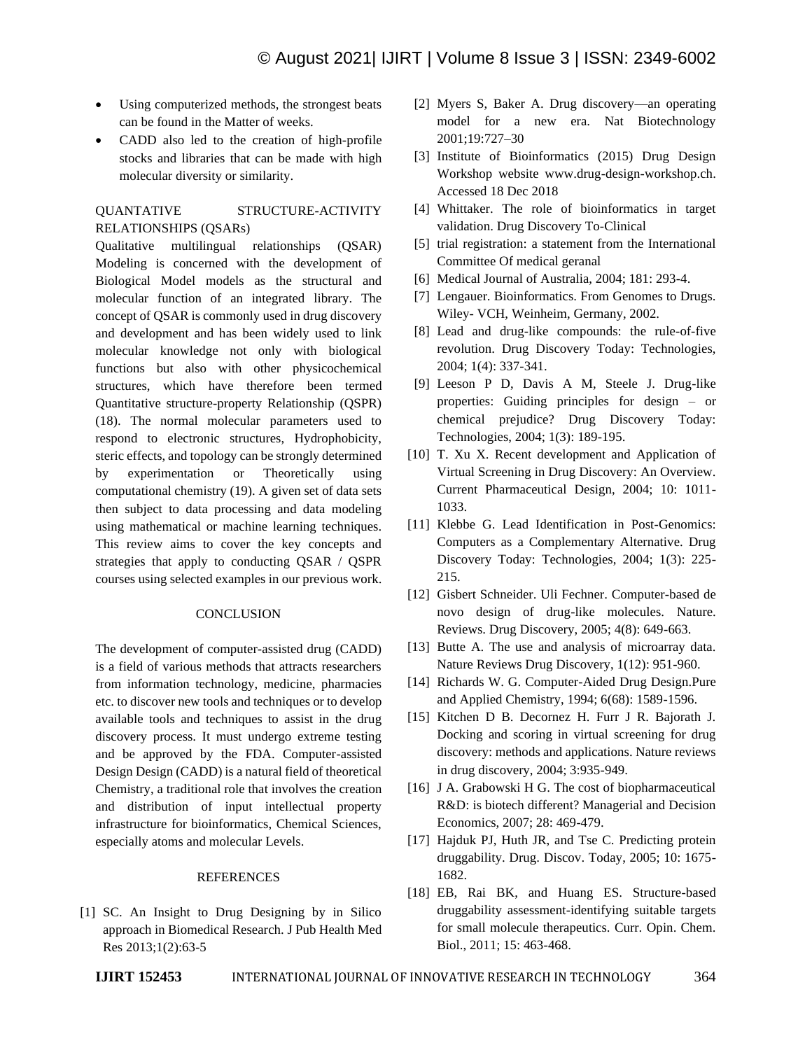- Using computerized methods, the strongest beats can be found in the Matter of weeks.
- CADD also led to the creation of high-profile stocks and libraries that can be made with high molecular diversity or similarity.

## QUANTATIVE STRUCTURE-ACTIVITY RELATIONSHIPS (QSARs)

Qualitative multilingual relationships (QSAR) Modeling is concerned with the development of Biological Model models as the structural and molecular function of an integrated library. The concept of QSAR is commonly used in drug discovery and development and has been widely used to link molecular knowledge not only with biological functions but also with other physicochemical structures, which have therefore been termed Quantitative structure-property Relationship (QSPR) (18). The normal molecular parameters used to respond to electronic structures, Hydrophobicity, steric effects, and topology can be strongly determined by experimentation or Theoretically using computational chemistry (19). A given set of data sets then subject to data processing and data modeling using mathematical or machine learning techniques. This review aims to cover the key concepts and strategies that apply to conducting QSAR / QSPR courses using selected examples in our previous work.

## CONCLUSION

The development of computer-assisted drug (CADD) is a field of various methods that attracts researchers from information technology, medicine, pharmacies etc. to discover new tools and techniques or to develop available tools and techniques to assist in the drug discovery process. It must undergo extreme testing and be approved by the FDA. Computer-assisted Design Design (CADD) is a natural field of theoretical Chemistry, a traditional role that involves the creation and distribution of input intellectual property infrastructure for bioinformatics, Chemical Sciences, especially atoms and molecular Levels.

## REFERENCES

[1] SC. An Insight to Drug Designing by in Silico approach in Biomedical Research. J Pub Health Med Res 2013;1(2):63-5

[2] Myers S, Baker A. Drug discovery—an operating model for a new era. Nat Biotechnology 2001;19:727–30

[3] Institute of Bioinformatics (2015) Drug Design Workshop website www.drug-design-workshop.ch. Accessed 18 Dec 2018

[4] Whittaker. The role of bioinformatics in target validation. Drug Discovery To-Clinical

[5] trial registration: a statement from the International Committee Of medical geranal

[6] Medical Journal of Australia, 2004; 181: 293-4.

[7] Lengauer. Bioinformatics. From Genomes to Drugs. Wiley- VCH, Weinheim, Germany, 2002.

[8] Lead and drug-like compounds: the rule-of-five revolution. Drug Discovery Today: Technologies, 2004; 1(4): 337-341.

[9] Leeson P D, Davis A M, Steele J. Drug-like properties: Guiding principles for design – or chemical prejudice? Drug Discovery Today: Technologies, 2004; 1(3): 189-195.

[10] T. Xu X. Recent development and Application of Virtual Screening in Drug Discovery: An Overview. Current Pharmaceutical Design, 2004; 10: 1011-1033.

[11] Klebbe G. Lead Identification in Post-Genomics: Computers as a Complementary Alternative. Drug Discovery Today: Technologies, 2004; 1(3): 225-215.

[12] Gisbert Schneider. Uli Fechner. Computer-based de novo design of drug-like molecules. Nature. Reviews. Drug Discovery, 2005; 4(8): 649-663.

[13] Butte A. The use and analysis of microarray data. Nature Reviews Drug Discovery, 1(12): 951-960.

[14] Richards W. G. Computer-Aided Drug Design.Pure and Applied Chemistry, 1994; 6(68): 1589-1596.

[15] Kitchen D B. Decornez H. Furr J R. Bajorath J. Docking and scoring in virtual screening for drug discovery: methods and applications. Nature reviews in drug discovery, 2004; 3:935-949.

[16] J A. Grabowski H G. The cost of biopharmaceutical R&D: is biotech different? Managerial and Decision Economics, 2007; 28: 469-479.

[17] Hajduk PJ, Huth JR, and Tse C. Predicting protein druggability. Drug. Discov. Today, 2005; 10: 1675-1682.

[18] EB, Rai BK, and Huang ES. Structure-based druggability assessment-identifying suitable targets for small molecule therapeutics. Curr. Opin. Chem. Biol., 2011; 15: 463-468.